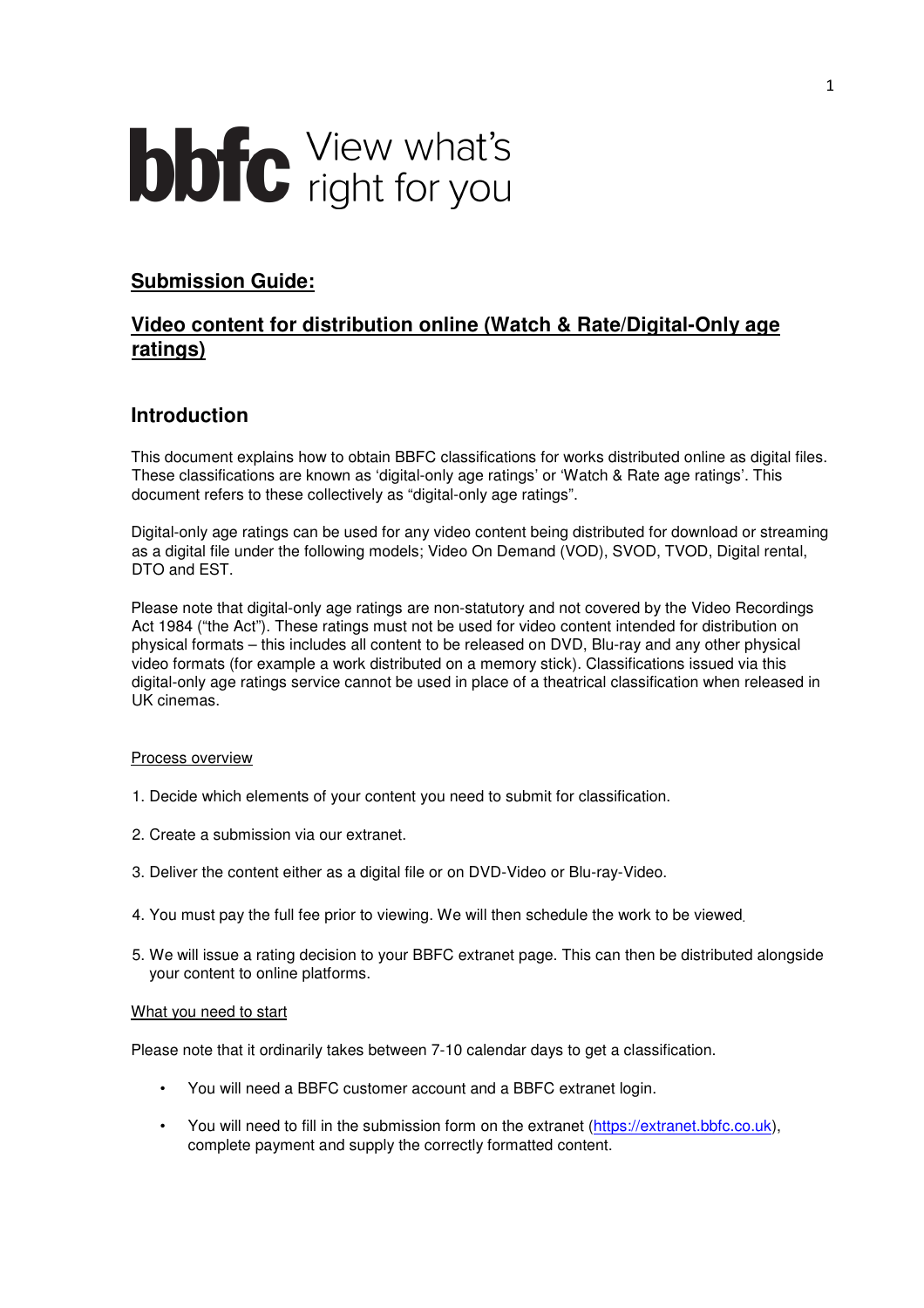bbfc View what's right for you

## Submission Guide:

## Video content for distribution online (Watch & Rate/Digital-Only age ratings)

## Introduction

This document explains how to obtain BBFC classifications for works distributed online as digital files. These classifications are known as 'digital-only age ratings' or 'Watch & Rate age ratings'. This document refers to these collectively as "digital-only age ratings".

Digital-only age ratings can be used for any video content being distributed for download or streaming as a digital file under the following models; Video On Demand (VOD), SVOD, TVOD, Digital rental, DTO and EST.

Please note that digital-only age ratings are non-statutory and not covered by the Video Recordings Act 1984 ("the Act"). These ratings must not be used for video content intended for distribution on physical formats – this includes all content to be released on DVD, Blu-ray and any other physical video formats (for example a work distributed on a memory stick). Classifications issued via this digital-only age ratings service cannot be used in place of a theatrical classification when released in UK cinemas.

Process overview

1. Decide which elements of your content you need to submit for classification.

2. Create a submission via our extranet.

3. Deliver the content either as a digital file or on DVD-Video or Blu-ray-Video.

4. You must pay the full fee prior to viewing. We will then schedule the work to be viewed.

5. We will issue a rating decision to your BBFC extranet page. This can then be distributed alongside your content to online platforms.

What you need to start

Please note that it ordinarily takes between 7-10 calendar days to get a classification.

- You will need a BBFC customer account and a BBFC extranet login.
- You will need to fill in the submission form on the extranet (https://extranet.bbfc.co.uk), complete payment and supply the correctly formatted content.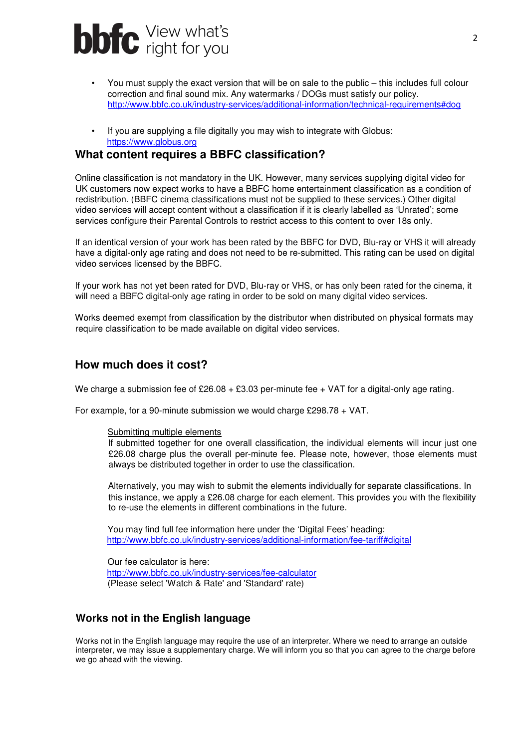- You must supply the exact version that will be on sale to the public – this includes full colour correction and final sound mix. Any watermarks / DOGs must satisfy our policy. http://www.bbfc.co.uk/industry-services/additional-information/technical-requirements#dog

- If you are supplying a file digitally you may wish to integrate with Globus: https://www.globus.org

## What content requires a BBFC classification?

Online classification is not mandatory in the UK. However, many services supplying digital video for UK customers now expect works to have a BBFC home entertainment classification as a condition of redistribution. (BBFC cinema classifications must not be supplied to these services.) Other digital video services will accept content without a classification if it is clearly labelled as 'Unrated'; some services configure their Parental Controls to restrict access to this content to over 18s only.

If an identical version of your work has been rated by the BBFC for DVD, Blu-ray or VHS it will already have a digital-only age rating and does not need to be re-submitted. This rating can be used on digital video services licensed by the BBFC.

If your work has not yet been rated for DVD, Blu-ray or VHS, or has only been rated for the cinema, it will need a BBFC digital-only age rating in order to be sold on many digital video services.

Works deemed exempt from classification by the distributor when distributed on physical formats may require classification to be made available on digital video services.

## How much does it cost?

We charge a submission fee of £26.08 + £3.03 per-minute fee + VAT for a digital-only age rating.

For example, for a 90-minute submission we would charge £298.78 + VAT.

<u>Submitting multiple elements</u>
If submitted together for one overall classification, the individual elements will incur just one £26.08 charge plus the overall per-minute fee. Please note, however, those elements must always be distributed together in order to use the classification.

Alternatively, you may wish to submit the elements individually for separate classifications. In this instance, we apply a £26.08 charge for each element. This provides you with the flexibility to re-use the elements in different combinations in the future.

You may find full fee information here under the 'Digital Fees' heading:
http://www.bbfc.co.uk/industry-services/additional-information/fee-tariff#digital

Our fee calculator is here:
http://www.bbfc.co.uk/industry-services/fee-calculator
(Please select 'Watch & Rate' and 'Standard' rate)

## Works not in the English language

Works not in the English language may require the use of an interpreter. Where we need to arrange an outside interpreter, we may issue a supplementary charge. We will inform you so that you can agree to the charge before we go ahead with the viewing.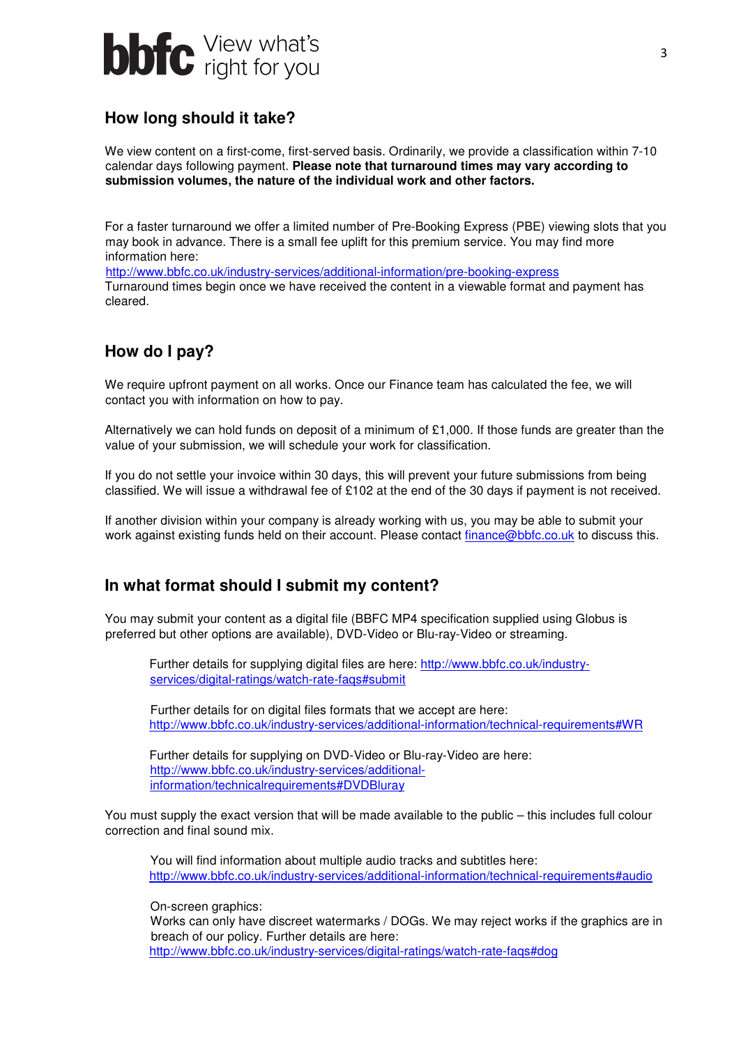## How long should it take?

We view content on a first-come, first-served basis. Ordinarily, we provide a classification within 7-10 calendar days following payment. **Please note that turnaround times may vary according to submission volumes, the nature of the individual work and other factors.**

For a faster turnaround we offer a limited number of Pre-Booking Express (PBE) viewing slots that you may book in advance. There is a small fee uplift for this premium service. You may find more information here:
http://www.bbfc.co.uk/industry-services/additional-information/pre-booking-express
Turnaround times begin once we have received the content in a viewable format and payment has cleared.

## How do I pay?

We require upfront payment on all works. Once our Finance team has calculated the fee, we will contact you with information on how to pay.

Alternatively we can hold funds on deposit of a minimum of £1,000. If those funds are greater than the value of your submission, we will schedule your work for classification.

If you do not settle your invoice within 30 days, this will prevent your future submissions from being classified. We will issue a withdrawal fee of £102 at the end of the 30 days if payment is not received.

If another division within your company is already working with us, you may be able to submit your work against existing funds held on their account. Please contact finance@bbfc.co.uk to discuss this.

## In what format should I submit my content?

You may submit your content as a digital file (BBFC MP4 specification supplied using Globus is preferred but other options are available), DVD-Video or Blu-ray-Video or streaming.

Further details for supplying digital files are here: http://www.bbfc.co.uk/industry-services/digital-ratings/watch-rate-faqs#submit

Further details for on digital files formats that we accept are here: http://www.bbfc.co.uk/industry-services/additional-information/technical-requirements#WR

Further details for supplying on DVD-Video or Blu-ray-Video are here: http://www.bbfc.co.uk/industry-services/additional-information/technicalrequirements#DVDBluray

You must supply the exact version that will be made available to the public – this includes full colour correction and final sound mix.

You will find information about multiple audio tracks and subtitles here: http://www.bbfc.co.uk/industry-services/additional-information/technical-requirements#audio

On-screen graphics:
Works can only have discreet watermarks / DOGs. We may reject works if the graphics are in breach of our policy. Further details are here:
http://www.bbfc.co.uk/industry-services/digital-ratings/watch-rate-faqs#dog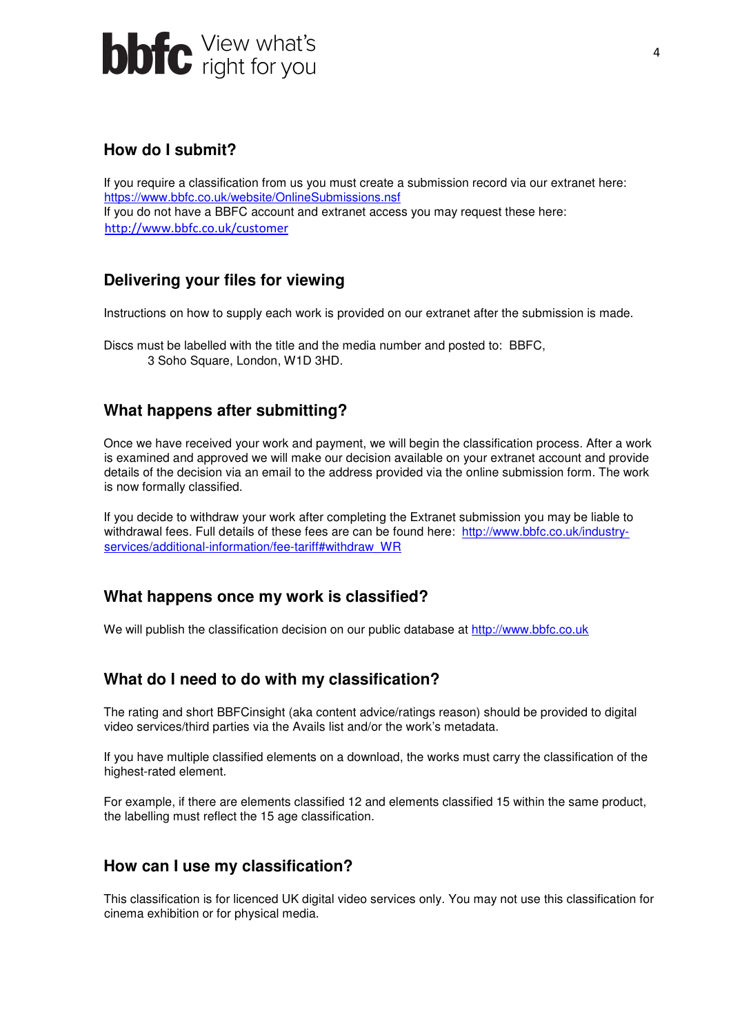## How do I submit?

If you require a classification from us you must create a submission record via our extranet here: https://www.bbfc.co.uk/website/OnlineSubmissions.nsf
If you do not have a BBFC account and extranet access you may request these here: http://www.bbfc.co.uk/customer

## Delivering your files for viewing

Instructions on how to supply each work is provided on our extranet after the submission is made.

Discs must be labelled with the title and the media number and posted to: BBFC,
3 Soho Square, London, W1D 3HD.

## What happens after submitting?

Once we have received your work and payment, we will begin the classification process. After a work is examined and approved we will make our decision available on your extranet account and provide details of the decision via an email to the address provided via the online submission form. The work is now formally classified.

If you decide to withdraw your work after completing the Extranet submission you may be liable to withdrawal fees. Full details of these fees are can be found here: http://www.bbfc.co.uk/industry-services/additional-information/fee-tariff#withdraw_WR

## What happens once my work is classified?

We will publish the classification decision on our public database at http://www.bbfc.co.uk

## What do I need to do with my classification?

The rating and short BBFCinsight (aka content advice/ratings reason) should be provided to digital video services/third parties via the Avails list and/or the work's metadata.

If you have multiple classified elements on a download, the works must carry the classification of the highest-rated element.

For example, if there are elements classified 12 and elements classified 15 within the same product, the labelling must reflect the 15 age classification.

## How can I use my classification?

This classification is for licenced UK digital video services only. You may not use this classification for cinema exhibition or for physical media.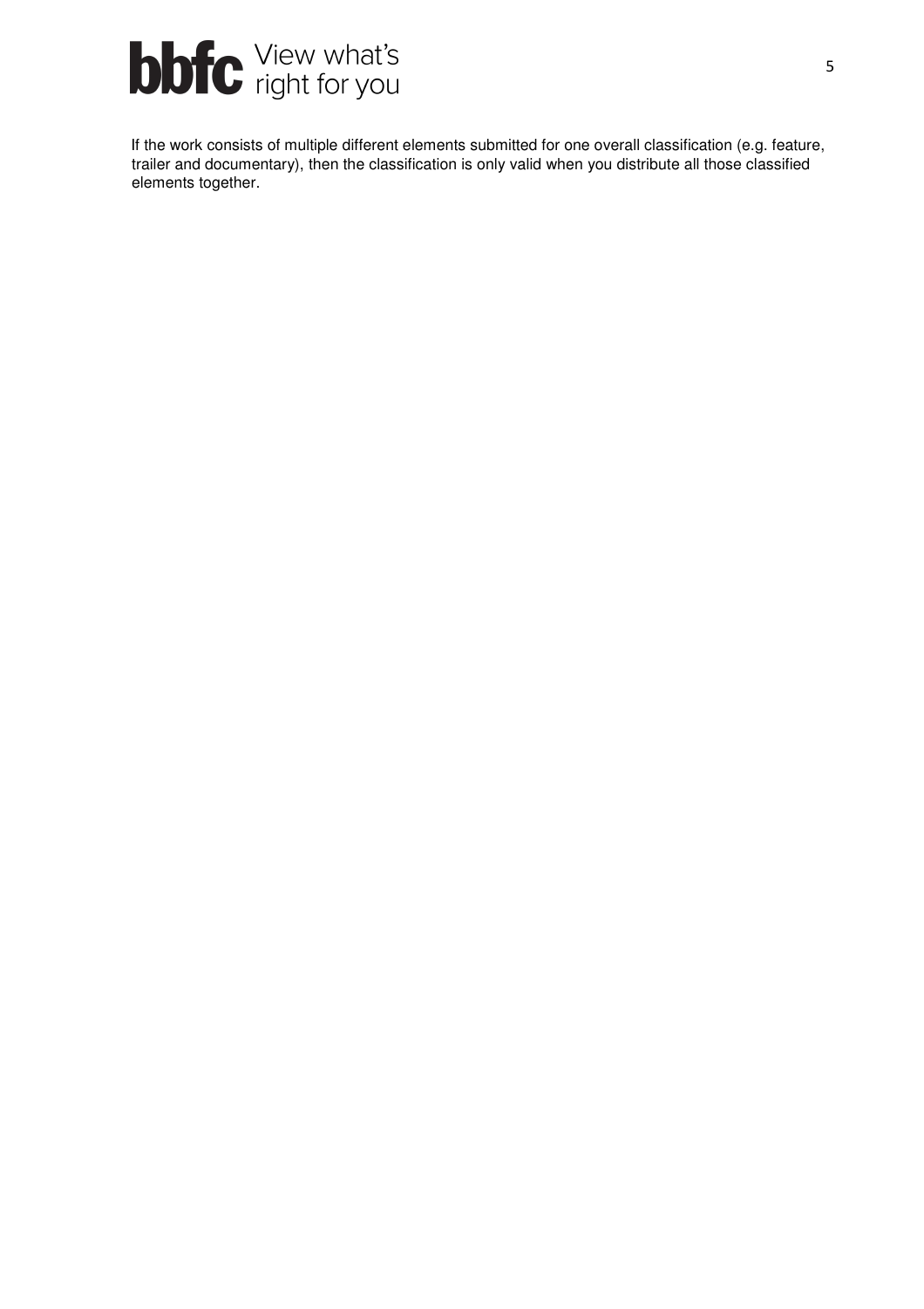If the work consists of multiple different elements submitted for one overall classification (e.g. feature, trailer and documentary), then the classification is only valid when you distribute all those classified elements together.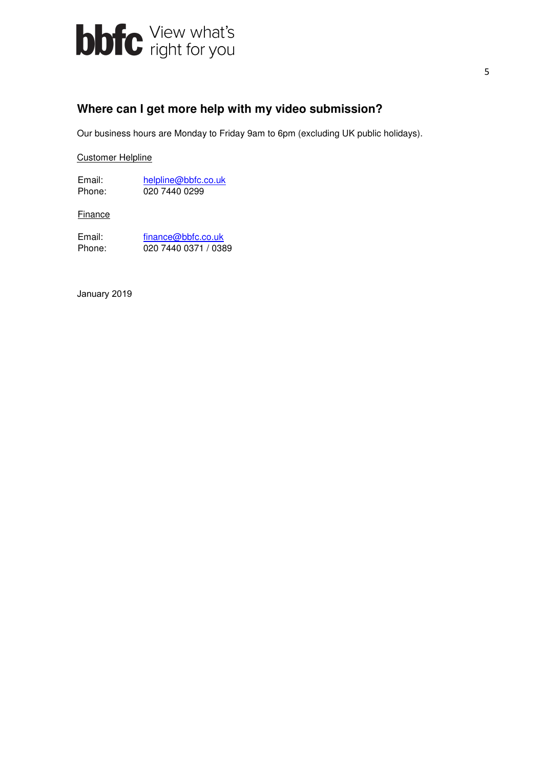## Where can I get more help with my video submission?

Our business hours are Monday to Friday 9am to 6pm (excluding UK public holidays).

Customer Helpline

Email: helpline@bbfc.co.uk
Phone: 020 7440 0299

Finance

Email: finance@bbfc.co.uk
Phone: 020 7440 0371 / 0389

January 2019